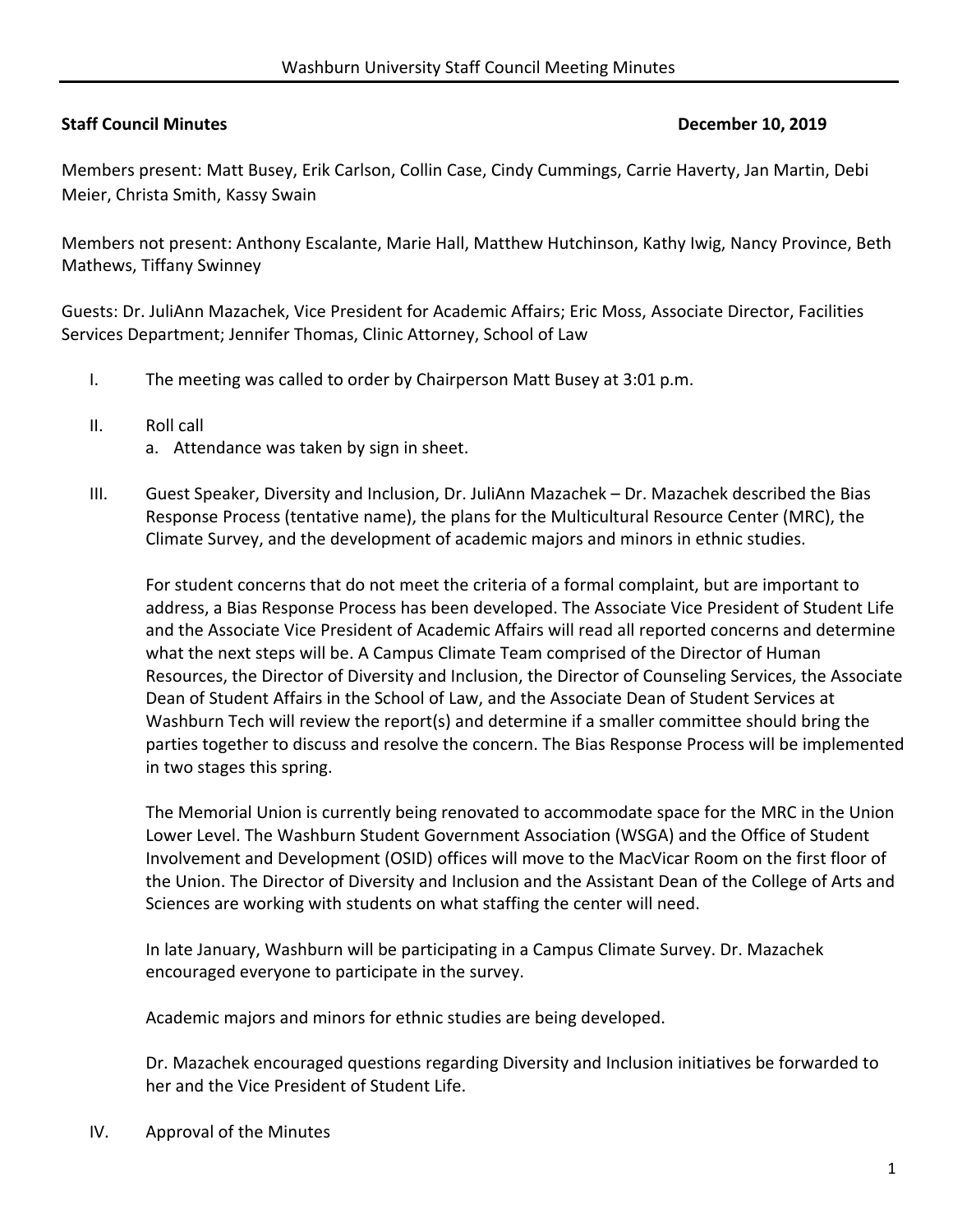**Staff Council Minutes** **December 10, 2019**

Members present: Matt Busey, Erik Carlson, Collin Case, Cindy Cummings, Carrie Haverty, Jan Martin, Debi Meier, Christa Smith, Kassy Swain

Members not present: Anthony Escalante, Marie Hall, Matthew Hutchinson, Kathy Iwig, Nancy Province, Beth Mathews, Tiffany Swinney

Guests: Dr. JuliAnn Mazachek, Vice President for Academic Affairs; Eric Moss, Associate Director, Facilities Services Department; Jennifer Thomas, Clinic Attorney, School of Law

I. The meeting was called to order by Chairperson Matt Busey at 3:01 p.m.

II. Roll call
   a. Attendance was taken by sign in sheet.

III. Guest Speaker, Diversity and Inclusion, Dr. JuliAnn Mazachek – Dr. Mazachek described the Bias Response Process (tentative name), the plans for the Multicultural Resource Center (MRC), the Climate Survey, and the development of academic majors and minors in ethnic studies.

   For student concerns that do not meet the criteria of a formal complaint, but are important to address, a Bias Response Process has been developed. The Associate Vice President of Student Life and the Associate Vice President of Academic Affairs will read all reported concerns and determine what the next steps will be. A Campus Climate Team comprised of the Director of Human Resources, the Director of Diversity and Inclusion, the Director of Counseling Services, the Associate Dean of Student Affairs in the School of Law, and the Associate Dean of Student Services at Washburn Tech will review the report(s) and determine if a smaller committee should bring the parties together to discuss and resolve the concern. The Bias Response Process will be implemented in two stages this spring.

   The Memorial Union is currently being renovated to accommodate space for the MRC in the Union Lower Level. The Washburn Student Government Association (WSGA) and the Office of Student Involvement and Development (OSID) offices will move to the MacVicar Room on the first floor of the Union. The Director of Diversity and Inclusion and the Assistant Dean of the College of Arts and Sciences are working with students on what staffing the center will need.

   In late January, Washburn will be participating in a Campus Climate Survey. Dr. Mazachek encouraged everyone to participate in the survey.

   Academic majors and minors for ethnic studies are being developed.

   Dr. Mazachek encouraged questions regarding Diversity and Inclusion initiatives be forwarded to her and the Vice President of Student Life.

IV. Approval of the Minutes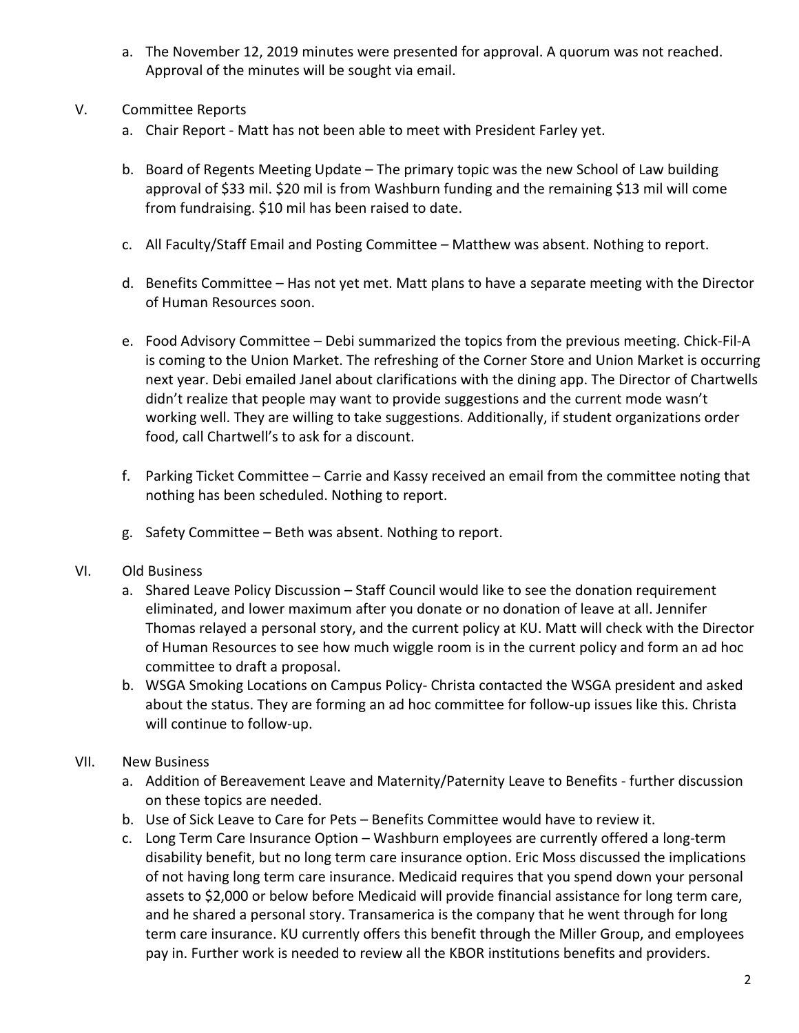a. The November 12, 2019 minutes were presented for approval. A quorum was not reached. Approval of the minutes will be sought via email.

V. Committee Reports

a. Chair Report - Matt has not been able to meet with President Farley yet.

b. Board of Regents Meeting Update – The primary topic was the new School of Law building approval of $33 mil. $20 mil is from Washburn funding and the remaining $13 mil will come from fundraising. $10 mil has been raised to date.

c. All Faculty/Staff Email and Posting Committee – Matthew was absent. Nothing to report.

d. Benefits Committee – Has not yet met. Matt plans to have a separate meeting with the Director of Human Resources soon.

e. Food Advisory Committee – Debi summarized the topics from the previous meeting. Chick-Fil-A is coming to the Union Market. The refreshing of the Corner Store and Union Market is occurring next year. Debi emailed Janel about clarifications with the dining app. The Director of Chartwells didn't realize that people may want to provide suggestions and the current mode wasn't working well. They are willing to take suggestions. Additionally, if student organizations order food, call Chartwell's to ask for a discount.

f. Parking Ticket Committee – Carrie and Kassy received an email from the committee noting that nothing has been scheduled. Nothing to report.

g. Safety Committee – Beth was absent. Nothing to report.

VI. Old Business

a. Shared Leave Policy Discussion – Staff Council would like to see the donation requirement eliminated, and lower maximum after you donate or no donation of leave at all. Jennifer Thomas relayed a personal story, and the current policy at KU. Matt will check with the Director of Human Resources to see how much wiggle room is in the current policy and form an ad hoc committee to draft a proposal.

b. WSGA Smoking Locations on Campus Policy- Christa contacted the WSGA president and asked about the status. They are forming an ad hoc committee for follow-up issues like this. Christa will continue to follow-up.

VII. New Business

a. Addition of Bereavement Leave and Maternity/Paternity Leave to Benefits - further discussion on these topics are needed.

b. Use of Sick Leave to Care for Pets – Benefits Committee would have to review it.

c. Long Term Care Insurance Option – Washburn employees are currently offered a long-term disability benefit, but no long term care insurance option. Eric Moss discussed the implications of not having long term care insurance. Medicaid requires that you spend down your personal assets to $2,000 or below before Medicaid will provide financial assistance for long term care, and he shared a personal story. Transamerica is the company that he went through for long term care insurance. KU currently offers this benefit through the Miller Group, and employees pay in. Further work is needed to review all the KBOR institutions benefits and providers.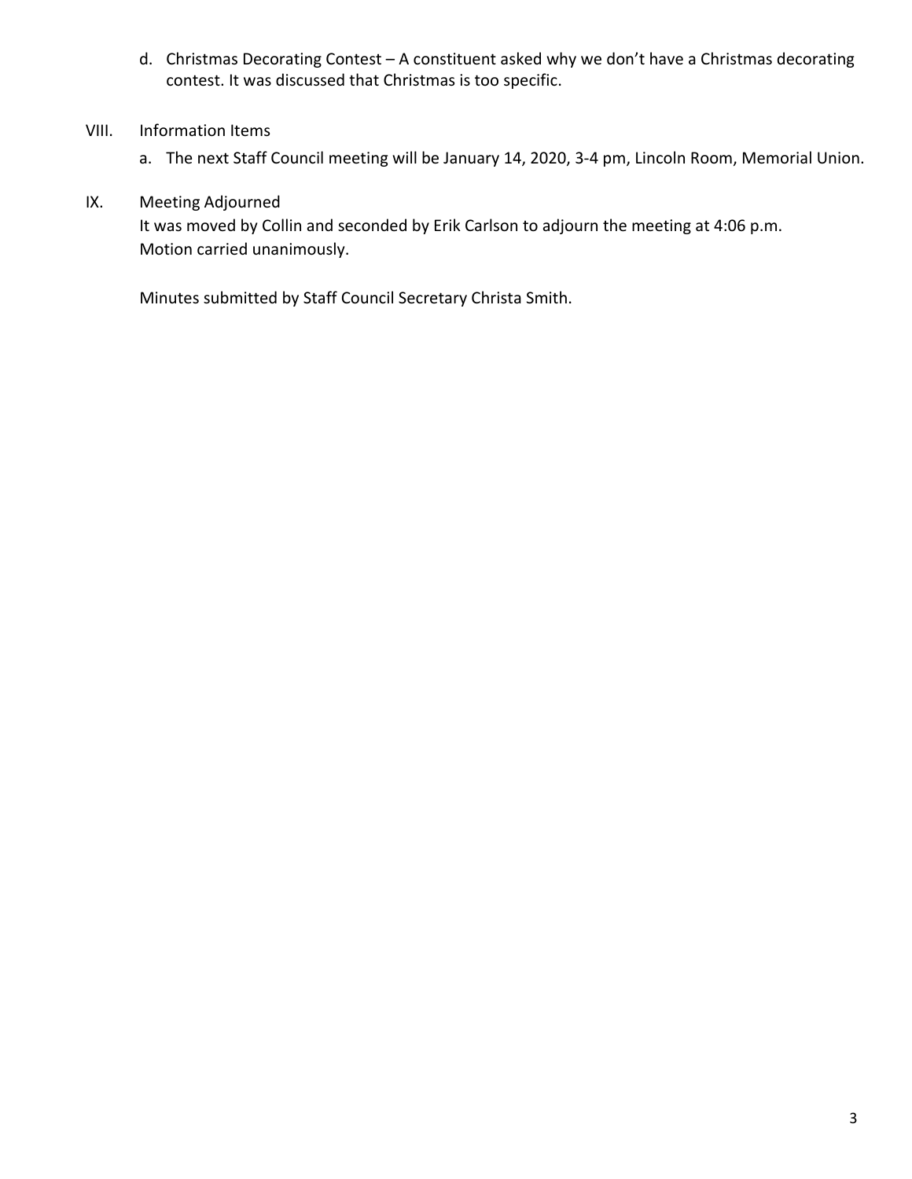d. Christmas Decorating Contest – A constituent asked why we don't have a Christmas decorating contest. It was discussed that Christmas is too specific.

VIII. Information Items

a. The next Staff Council meeting will be January 14, 2020, 3-4 pm, Lincoln Room, Memorial Union.

IX. Meeting Adjourned

It was moved by Collin and seconded by Erik Carlson to adjourn the meeting at 4:06 p.m.
Motion carried unanimously.

Minutes submitted by Staff Council Secretary Christa Smith.